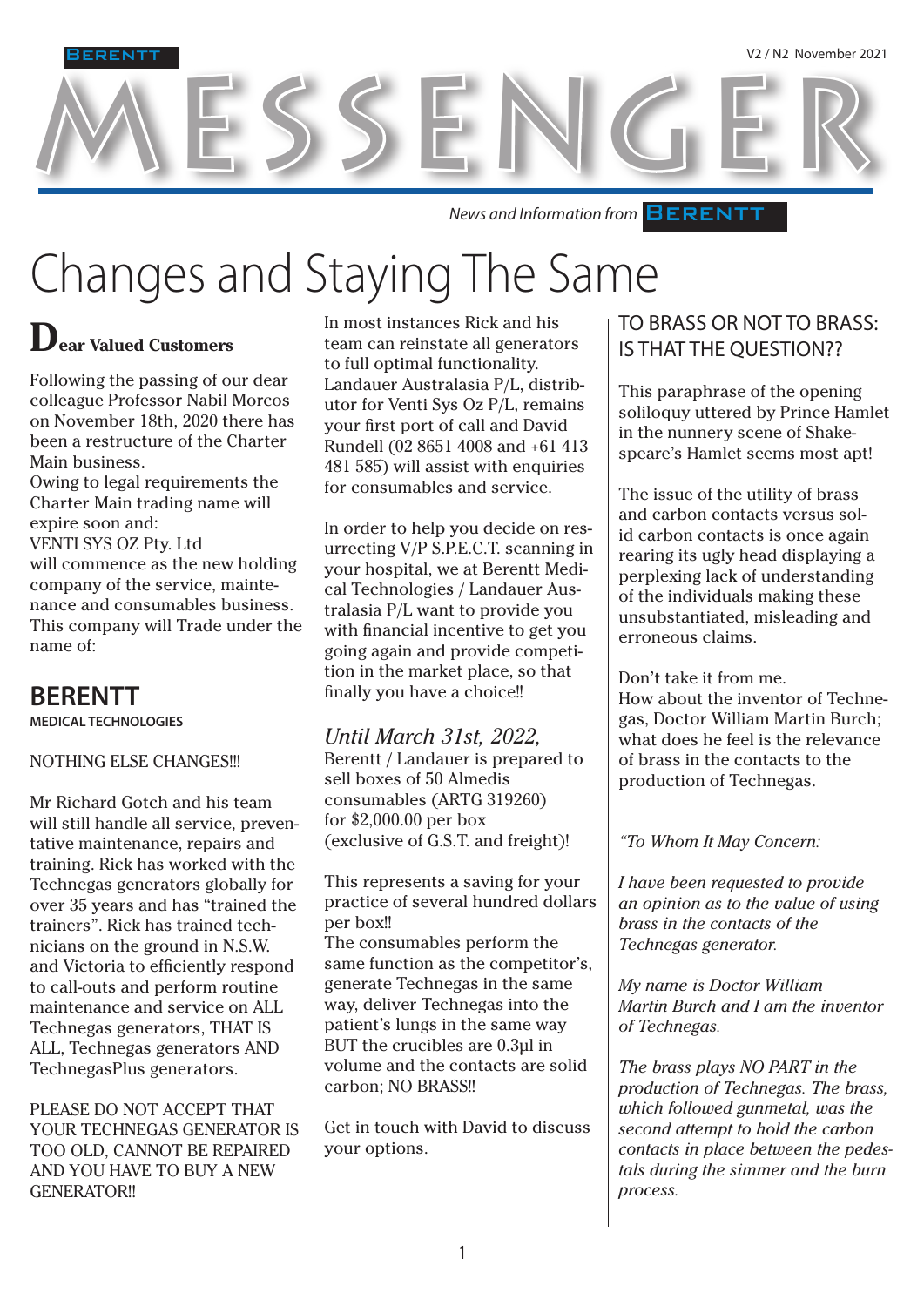# MESSENGER

*News and Information from* BERENTT

# Changes and Staying The Same

**Dear Valued Customers**

Following the passing of our dear colleague Professor Nabil Morcos on November 18th, 2020 there has been a restructure of the Charter Main business.
Owing to legal requirements the Charter Main trading name will expire soon and:
VENTI SYS OZ Pty. Ltd
will commence as the new holding company of the service, maintenance and consumables business.
This company will Trade under the name of:

## BERENTT
**MEDICAL TECHNOLOGIES**

NOTHING ELSE CHANGES!!!

Mr Richard Gotch and his team will still handle all service, preventative maintenance, repairs and training. Rick has worked with the Technegas generators globally for over 35 years and has "trained the trainers". Rick has trained technicians on the ground in N.S.W. and Victoria to efficiently respond to call-outs and perform routine maintenance and service on ALL Technegas generators, THAT IS ALL, Technegas generators AND TechnegasPlus generators.

PLEASE DO NOT ACCEPT THAT YOUR TECHNEGAS GENERATOR IS TOO OLD, CANNOT BE REPAIRED AND YOU HAVE TO BUY A NEW GENERATOR!!

In most instances Rick and his team can reinstate all generators to full optimal functionality.
Landauer Australasia P/L, distributor for Venti Sys Oz P/L, remains your first port of call and David Rundell (02 8651 4008 and +61 413 481 585) will assist with enquiries for consumables and service.

In order to help you decide on resurrecting V/P S.P.E.C.T. scanning in your hospital, we at Berentt Medical Technologies / Landauer Australasia P/L want to provide you with financial incentive to get you going again and provide competition in the market place, so that finally you have a choice!!

*Until March 31st, 2022,*
Berentt / Landauer is prepared to sell boxes of 50 Almedis consumables (ARTG 319260) for $2,000.00 per box (exclusive of G.S.T. and freight)!

This represents a saving for your practice of several hundred dollars per box!!
The consumables perform the same function as the competitor's, generate Technegas in the same way, deliver Technegas into the patient's lungs in the same way BUT the crucibles are 0.3µl in volume and the contacts are solid carbon; NO BRASS!!

Get in touch with David to discuss your options.

## TO BRASS OR NOT TO BRASS: IS THAT THE QUESTION??

This paraphrase of the opening soliloquy uttered by Prince Hamlet in the nunnery scene of Shakespeare's Hamlet seems most apt!

The issue of the utility of brass and carbon contacts versus solid carbon contacts is once again rearing its ugly head displaying a perplexing lack of understanding of the individuals making these unsubstantiated, misleading and erroneous claims.

Don't take it from me.
How about the inventor of Technegas, Doctor William Martin Burch; what does he feel is the relevance of brass in the contacts to the production of Technegas.

*"To Whom It May Concern:*

*I have been requested to provide an opinion as to the value of using brass in the contacts of the Technegas generator.*

*My name is Doctor William Martin Burch and I am the inventor of Technegas.*

*The brass plays NO PART in the production of Technegas. The brass, which followed gunmetal, was the second attempt to hold the carbon contacts in place between the pedestals during the simmer and the burn process.*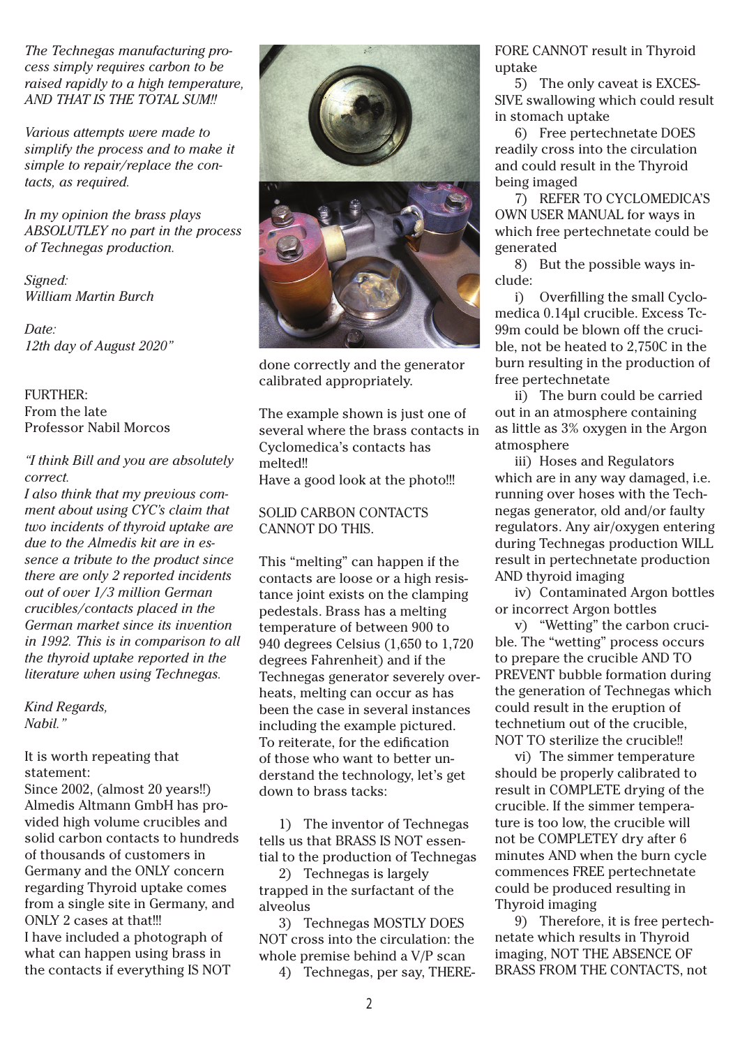*The Technegas manufacturing process simply requires carbon to be raised rapidly to a high temperature, AND THAT IS THE TOTAL SUM!!*

*Various attempts were made to simplify the process and to make it simple to repair/replace the contacts, as required.*

*In my opinion the brass plays ABSOLUTLEY no part in the process of Technegas production.*

*Signed:*
*William Martin Burch*

*Date:*
*12th day of August 2020"*

FURTHER:
From the late
Professor Nabil Morcos

*"I think Bill and you are absolutely correct.*
*I also think that my previous comment about using CYC's claim that two incidents of thyroid uptake are due to the Almedis kit are in essence a tribute to the product since there are only 2 reported incidents out of over 1/3 million German crucibles/contacts placed in the German market since its invention in 1992. This is in comparison to all the thyroid uptake reported in the literature when using Technegas.*

*Kind Regards,*
*Nabil."*

It is worth repeating that statement:
Since 2002, (almost 20 years!!) Almedis Altmann GmbH has provided high volume crucibles and solid carbon contacts to hundreds of thousands of customers in Germany and the ONLY concern regarding Thyroid uptake comes from a single site in Germany, and ONLY 2 cases at that!!!
I have included a photograph of what can happen using brass in the contacts if everything IS NOT done correctly and the generator calibrated appropriately.

The example shown is just one of several where the brass contacts in Cyclomedica's contacts has melted!!
Have a good look at the photo!!!

SOLID CARBON CONTACTS CANNOT DO THIS.

This "melting" can happen if the contacts are loose or a high resistance joint exists on the clamping pedestals. Brass has a melting temperature of between 900 to 940 degrees Celsius (1,650 to 1,720 degrees Fahrenheit) and if the Technegas generator severely overheats, melting can occur as has been the case in several instances including the example pictured.
To reiterate, for the edification of those who want to better understand the technology, let's get down to brass tacks:

1) The inventor of Technegas tells us that BRASS IS NOT essential to the production of Technegas
2) Technegas is largely trapped in the surfactant of the alveolus
3) Technegas MOSTLY DOES NOT cross into the circulation: the whole premise behind a V/P scan
4) Technegas, per say, THEREFORE CANNOT result in Thyroid uptake
5) The only caveat is EXCESSIVE swallowing which could result in stomach uptake
6) Free pertechnetate DOES readily cross into the circulation and could result in the Thyroid being imaged
7) REFER TO CYCLOMEDICA'S OWN USER MANUAL for ways in which free pertechnetate could be generated
8) But the possible ways include:
   i) Overfilling the small Cyclomedica 0.14µl crucible. Excess Tc-99m could be blown off the crucible, not be heated to 2,750C in the burn resulting in the production of free pertechnetate
   ii) The burn could be carried out in an atmosphere containing as little as 3% oxygen in the Argon atmosphere
   iii) Hoses and Regulators which are in any way damaged, i.e. running over hoses with the Technegas generator, old and/or faulty regulators. Any air/oxygen entering during Technegas production WILL result in pertechnetate production AND thyroid imaging
   iv) Contaminated Argon bottles or incorrect Argon bottles
   v) "Wetting" the carbon crucible. The "wetting" process occurs to prepare the crucible AND TO PREVENT bubble formation during the generation of Technegas which could result in the eruption of technetium out of the crucible, NOT TO sterilize the crucible!!
   vi) The simmer temperature should be properly calibrated to result in COMPLETE drying of the crucible. If the simmer temperature is too low, the crucible will not be COMPLETEY dry after 6 minutes AND when the burn cycle commences FREE pertechnetate could be produced resulting in Thyroid imaging
9) Therefore, it is free pertechnetate which results in Thyroid imaging, NOT THE ABSENCE OF BRASS FROM THE CONTACTS, not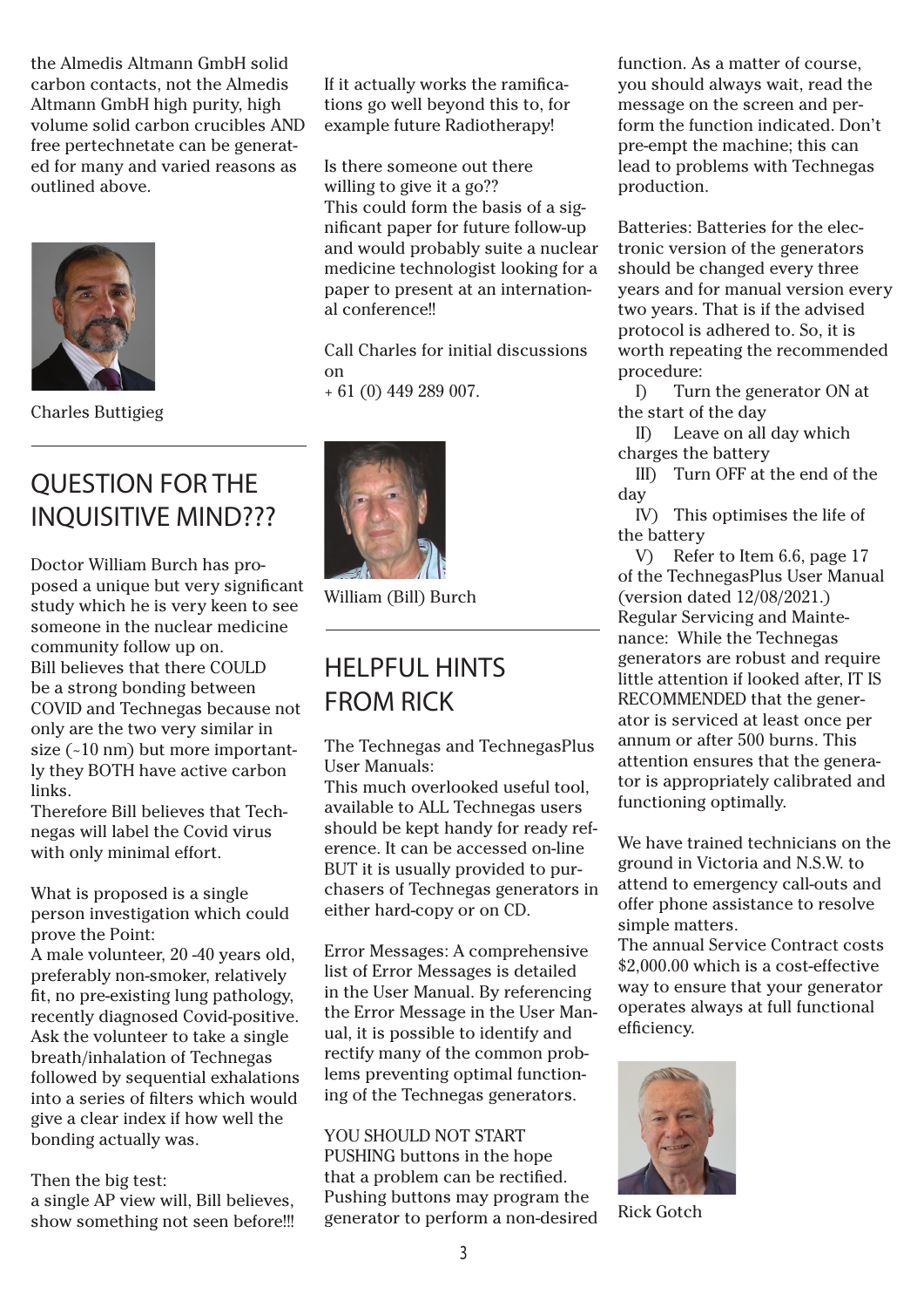the Almedis Altmann GmbH solid carbon contacts, not the Almedis Altmann GmbH high purity, high volume solid carbon crucibles AND free pertechnetate can be generated for many and varied reasons as outlined above.

Charles Buttigieg

## QUESTION FOR THE INQUISITIVE MIND???

Doctor William Burch has proposed a unique but very significant study which he is very keen to see someone in the nuclear medicine community follow up on.
Bill believes that there COULD be a strong bonding between COVID and Technegas because not only are the two very similar in size (~10 nm) but more importantly they BOTH have active carbon links.
Therefore Bill believes that Technegas will label the Covid virus with only minimal effort.

What is proposed is a single person investigation which could prove the Point:
A male volunteer, 20 -40 years old, preferably non-smoker, relatively fit, no pre-existing lung pathology, recently diagnosed Covid-positive. Ask the volunteer to take a single breath/inhalation of Technegas followed by sequential exhalations into a series of filters which would give a clear index if how well the bonding actually was.

Then the big test:
a single AP view will, Bill believes, show something not seen before!!!

If it actually works the ramifications go well beyond this to, for example future Radiotherapy!

Is there someone out there willing to give it a go??
This could form the basis of a significant paper for future follow-up and would probably suite a nuclear medicine technologist looking for a paper to present at an international conference!!

Call Charles for initial discussions on
+ 61 (0) 449 289 007.

William (Bill) Burch

## HELPFUL HINTS FROM RICK

The Technegas and TechnegasPlus User Manuals:
This much overlooked useful tool, available to ALL Technegas users should be kept handy for ready reference. It can be accessed on-line BUT it is usually provided to purchasers of Technegas generators in either hard-copy or on CD.

Error Messages: A comprehensive list of Error Messages is detailed in the User Manual. By referencing the Error Message in the User Manual, it is possible to identify and rectify many of the common problems preventing optimal functioning of the Technegas generators.

YOU SHOULD NOT START PUSHING buttons in the hope that a problem can be rectified. Pushing buttons may program the generator to perform a non-desired function. As a matter of course, you should always wait, read the message on the screen and perform the function indicated. Don't pre-empt the machine; this can lead to problems with Technegas production.

Batteries: Batteries for the electronic version of the generators should be changed every three years and for manual version every two years. That is if the advised protocol is adhered to. So, it is worth repeating the recommended procedure:

I) Turn the generator ON at the start of the day
II) Leave on all day which charges the battery
III) Turn OFF at the end of the day
IV) This optimises the life of the battery
V) Refer to Item 6.6, page 17 of the TechnegasPlus User Manual (version dated 12/08/2021.)

Regular Servicing and Maintenance: While the Technegas generators are robust and require little attention if looked after, IT IS RECOMMENDED that the generator is serviced at least once per annum or after 500 burns. This attention ensures that the generator is appropriately calibrated and functioning optimally.

We have trained technicians on the ground in Victoria and N.S.W. to attend to emergency call-outs and offer phone assistance to resolve simple matters.
The annual Service Contract costs $2,000.00 which is a cost-effective way to ensure that your generator operates always at full functional efficiency.

Rick Gotch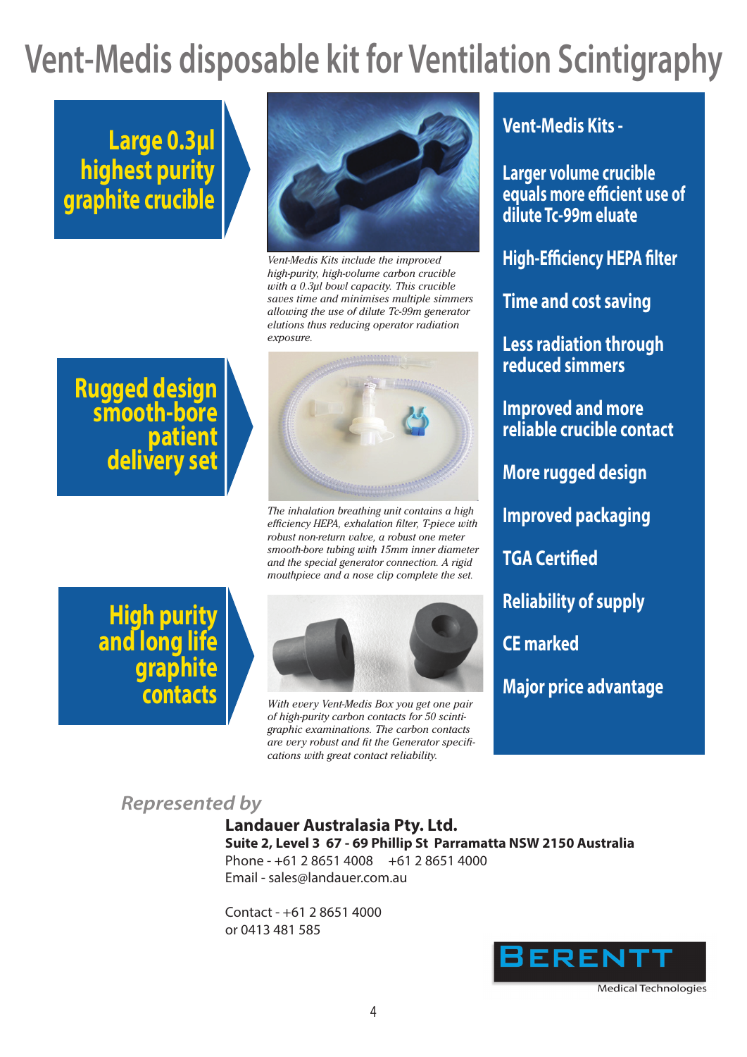# Vent-Medis disposable kit for Ventilation Scintigraphy

**Large 0.3µl highest purity graphite crucible**

*Vent-Medis Kits include the improved high-purity, high-volume carbon crucible with a 0.3µl bowl capacity. This crucible saves time and minimises multiple simmers allowing the use of dilute Tc-99m generator elutions thus reducing operator radiation exposure.*

**Rugged design smooth-bore patient delivery set**

*The inhalation breathing unit contains a high efficiency HEPA, exhalation filter, T-piece with robust non-return valve, a robust one meter smooth-bore tubing with 15mm inner diameter and the special generator connection. A rigid mouthpiece and a nose clip complete the set.*

**High purity and long life graphite contacts**

*With every Vent-Medis Box you get one pair of high-purity carbon contacts for 50 scintigraphic examinations. The carbon contacts are very robust and fit the Generator specifications with great contact reliability.*

## Vent-Medis Kits -

- Larger volume crucible equals more efficient use of dilute Tc-99m eluate
- High-Efficiency HEPA filter
- Time and cost saving
- Less radiation through reduced simmers
- Improved and more reliable crucible contact
- More rugged design
- Improved packaging
- TGA Certified
- Reliability of supply
- CE marked
- Major price advantage

*Represented by*

**Landauer Australasia Pty. Ltd.**
**Suite 2, Level 3 67 - 69 Phillip St Parramatta NSW 2150 Australia**
Phone - +61 2 8651 4008 +61 2 8651 4000
Email - sales@landauer.com.au

Contact - +61 2 8651 4000
or 0413 481 585

BERENTT Medical Technologies